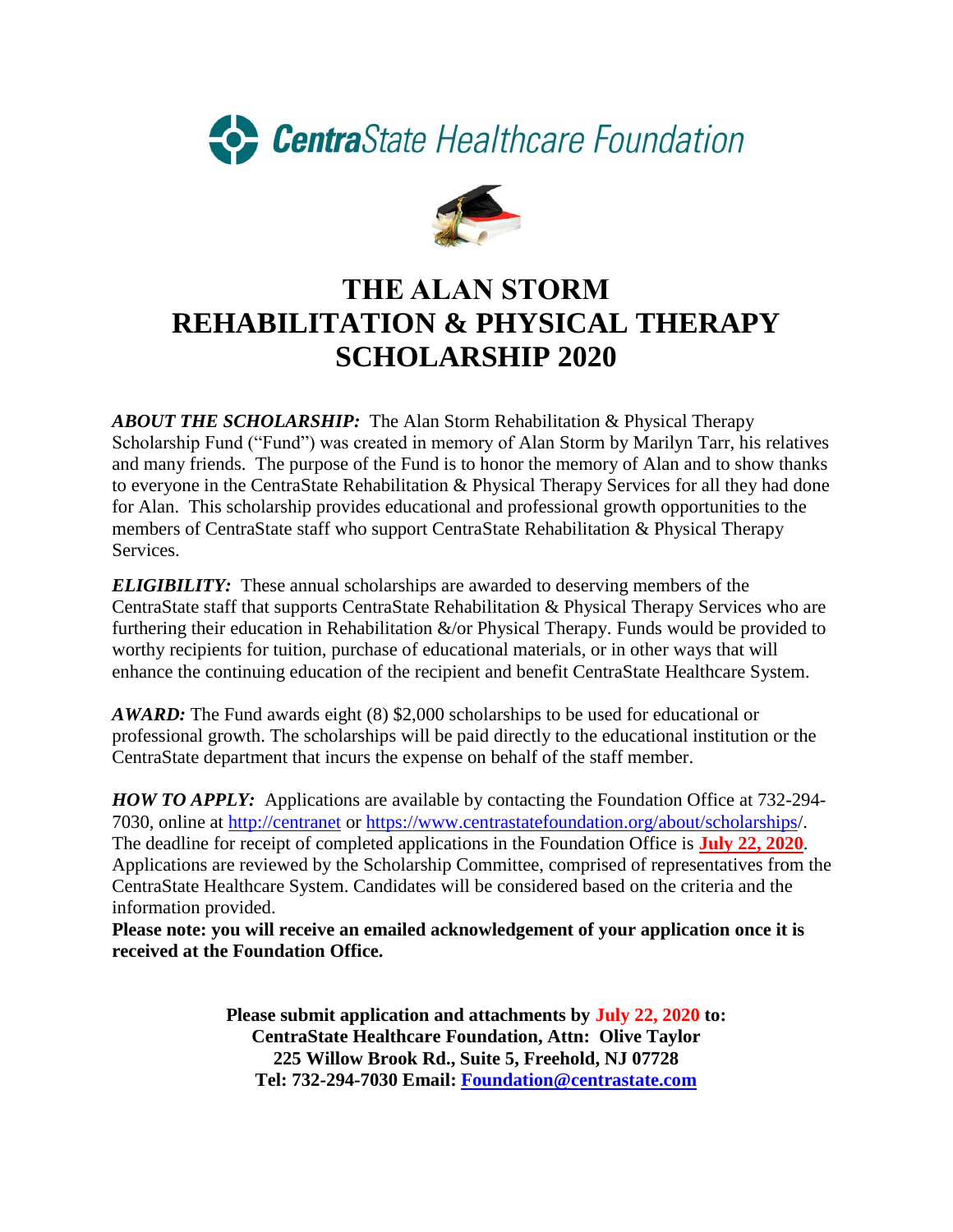**CentraState Healthcare Foundation**

# THE ALAN STORM REHABILITATION & PHYSICAL THERAPY SCHOLARSHIP 2020

***ABOUT THE SCHOLARSHIP:*** The Alan Storm Rehabilitation & Physical Therapy Scholarship Fund ("Fund") was created in memory of Alan Storm by Marilyn Tarr, his relatives and many friends. The purpose of the Fund is to honor the memory of Alan and to show thanks to everyone in the CentraState Rehabilitation & Physical Therapy Services for all they had done for Alan. This scholarship provides educational and professional growth opportunities to the members of CentraState staff who support CentraState Rehabilitation & Physical Therapy Services.

***ELIGIBILITY:*** These annual scholarships are awarded to deserving members of the CentraState staff that supports CentraState Rehabilitation & Physical Therapy Services who are furthering their education in Rehabilitation &/or Physical Therapy. Funds would be provided to worthy recipients for tuition, purchase of educational materials, or in other ways that will enhance the continuing education of the recipient and benefit CentraState Healthcare System.

***AWARD:*** The Fund awards eight (8) $2,000 scholarships to be used for educational or professional growth. The scholarships will be paid directly to the educational institution or the CentraState department that incurs the expense on behalf of the staff member.

***HOW TO APPLY:*** Applications are available by contacting the Foundation Office at 732-294-7030, online at [http://centranet](http://centranet) or [https://www.centrastatefoundation.org/about/scholarships/](https://www.centrastatefoundation.org/about/scholarships/). The deadline for receipt of completed applications in the Foundation Office is **July 22, 2020**. Applications are reviewed by the Scholarship Committee, comprised of representatives from the CentraState Healthcare System. Candidates will be considered based on the criteria and the information provided.

**Please note: you will receive an emailed acknowledgement of your application once it is received at the Foundation Office.**

**Please submit application and attachments by July 22, 2020 to:**
**CentraState Healthcare Foundation, Attn: Olive Taylor**
**225 Willow Brook Rd., Suite 5, Freehold, NJ 07728**
**Tel: 732-294-7030 Email: [Foundation@centrastate.com](mailto:Foundation@centrastate.com)**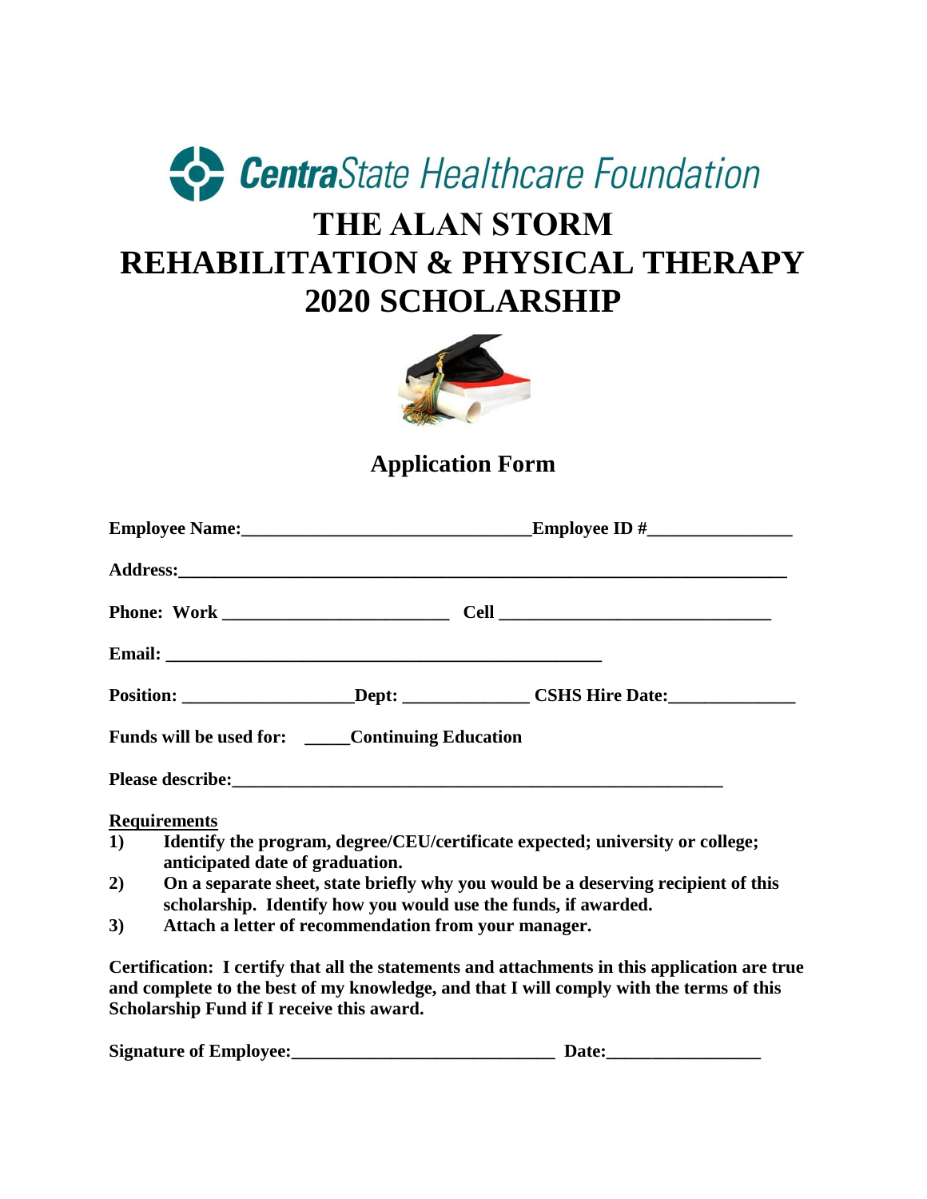CentraState Healthcare Foundation

# THE ALAN STORM REHABILITATION & PHYSICAL THERAPY 2020 SCHOLARSHIP

## Application Form

**Employee Name:**________________________________**Employee ID #**________________

**Address:**____________________________________________________________________

**Phone: Work** __________________________ **Cell** ______________________________

**Email:** _________________________________________________

**Position:** ___________________**Dept:** ______________ **CSHS Hire Date:**______________

**Funds will be used for:** _____**Continuing Education**

**Please describe:**________________________________________________________

**Requirements**

1) **Identify the program, degree/CEU/certificate expected; university or college; anticipated date of graduation.**
2) **On a separate sheet, state briefly why you would be a deserving recipient of this scholarship. Identify how you would use the funds, if awarded.**
3) **Attach a letter of recommendation from your manager.**

**Certification: I certify that all the statements and attachments in this application are true and complete to the best of my knowledge, and that I will comply with the terms of this Scholarship Fund if I receive this award.**

**Signature of Employee:**_____________________________ **Date:**_________________